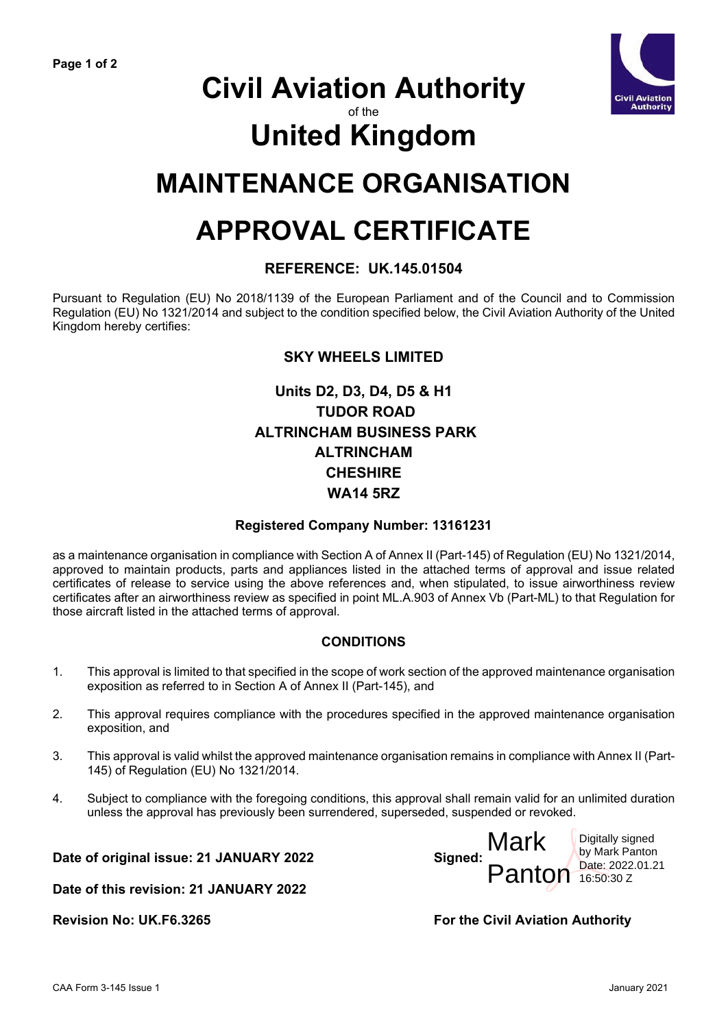# Civil Aviation Authority

of the

# United Kingdom

# MAINTENANCE ORGANISATION

# APPROVAL CERTIFICATE

### REFERENCE: UK.145.01504

Pursuant to Regulation (EU) No 2018/1139 of the European Parliament and of the Council and to Commission Regulation (EU) No 1321/2014 and subject to the condition specified below, the Civil Aviation Authority of the United Kingdom hereby certifies:

**SKY WHEELS LIMITED**

**Units D2, D3, D4, D5 & H1**
**TUDOR ROAD**
**ALTRINCHAM BUSINESS PARK**
**ALTRINCHAM**
**CHESHIRE**
**WA14 5RZ**

**Registered Company Number: 13161231**

as a maintenance organisation in compliance with Section A of Annex II (Part-145) of Regulation (EU) No 1321/2014, approved to maintain products, parts and appliances listed in the attached terms of approval and issue related certificates of release to service using the above references and, when stipulated, to issue airworthiness review certificates after an airworthiness review as specified in point ML.A.903 of Annex Vb (Part-ML) to that Regulation for those aircraft listed in the attached terms of approval.

### CONDITIONS

1. This approval is limited to that specified in the scope of work section of the approved maintenance organisation exposition as referred to in Section A of Annex II (Part-145), and

2. This approval requires compliance with the procedures specified in the approved maintenance organisation exposition, and

3. This approval is valid whilst the approved maintenance organisation remains in compliance with Annex II (Part-145) of Regulation (EU) No 1321/2014.

4. Subject to compliance with the foregoing conditions, this approval shall remain valid for an unlimited duration unless the approval has previously been surrendered, superseded, suspended or revoked.

**Date of original issue: 21 JANUARY 2022**

**Date of this revision: 21 JANUARY 2022**

**Revision No: UK.F6.3265**

**Signed:** Mark Panton — Digitally signed by Mark Panton Date: 2022.01.21 16:50:30 Z

**For the Civil Aviation Authority**

CAA Form 3-145 Issue 1 — January 2021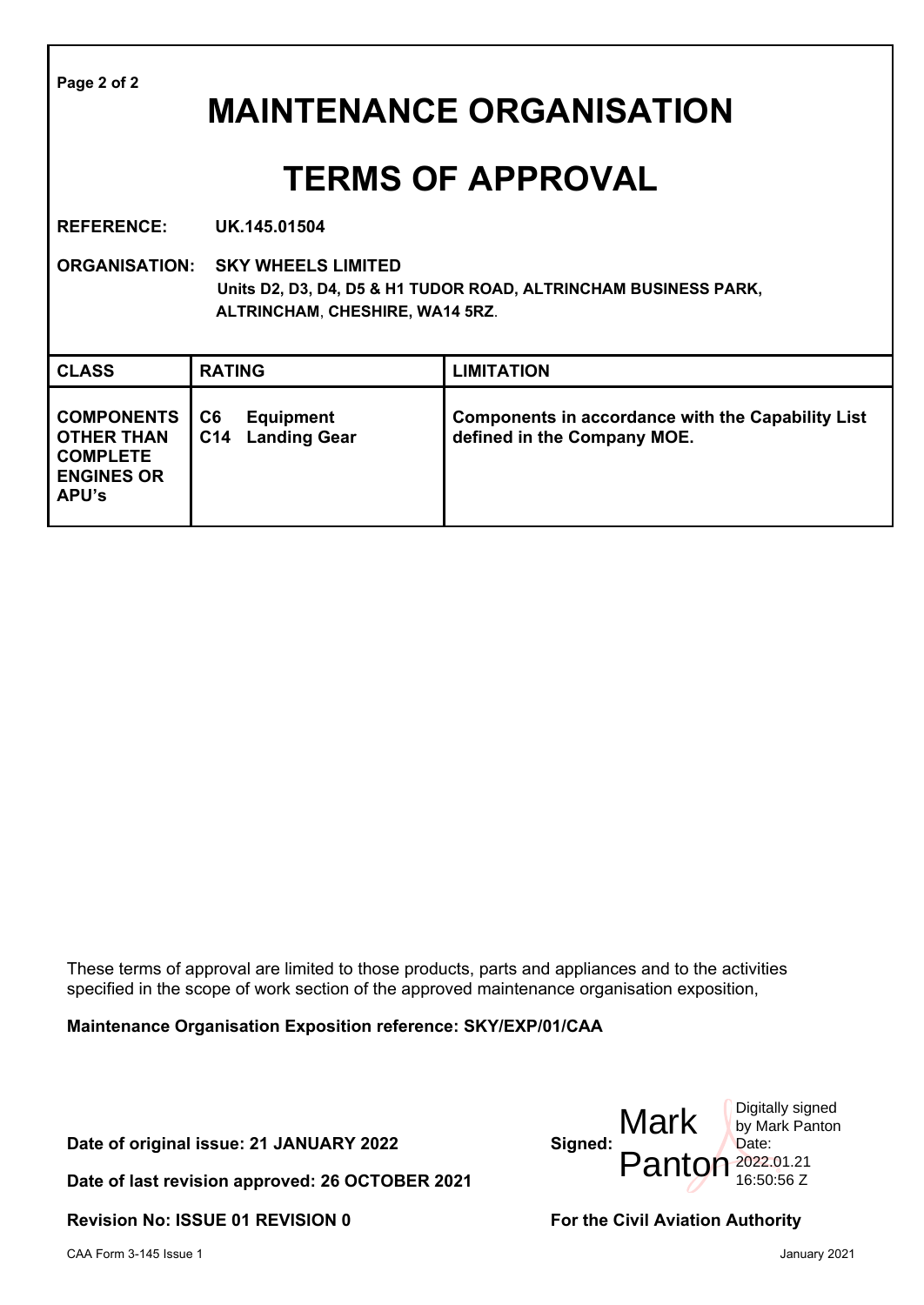# MAINTENANCE ORGANISATION

# TERMS OF APPROVAL

**REFERENCE:** **UK.145.01504**

**ORGANISATION:** **SKY WHEELS LIMITED**
**Units D2, D3, D4, D5 & H1 TUDOR ROAD, ALTRINCHAM BUSINESS PARK, ALTRINCHAM, CHESHIRE, WA14 5RZ.**

| CLASS | RATING | LIMITATION |
|---|---|---|
| **COMPONENTS OTHER THAN COMPLETE ENGINES OR APU's** | **C6 Equipment**<br>**C14 Landing Gear** | **Components in accordance with the Capability List defined in the Company MOE.** |

These terms of approval are limited to those products, parts and appliances and to the activities specified in the scope of work section of the approved maintenance organisation exposition,

**Maintenance Organisation Exposition reference: SKY/EXP/01/CAA**

**Date of original issue: 21 JANUARY 2022**

**Date of last revision approved: 26 OCTOBER 2021**

**Revision No: ISSUE 01 REVISION 0**

**Signed:** Mark Panton
Digitally signed by Mark Panton
Date: 2022.01.21 16:50:56 Z

**For the Civil Aviation Authority**

CAA Form 3-145 Issue 1 January 2021